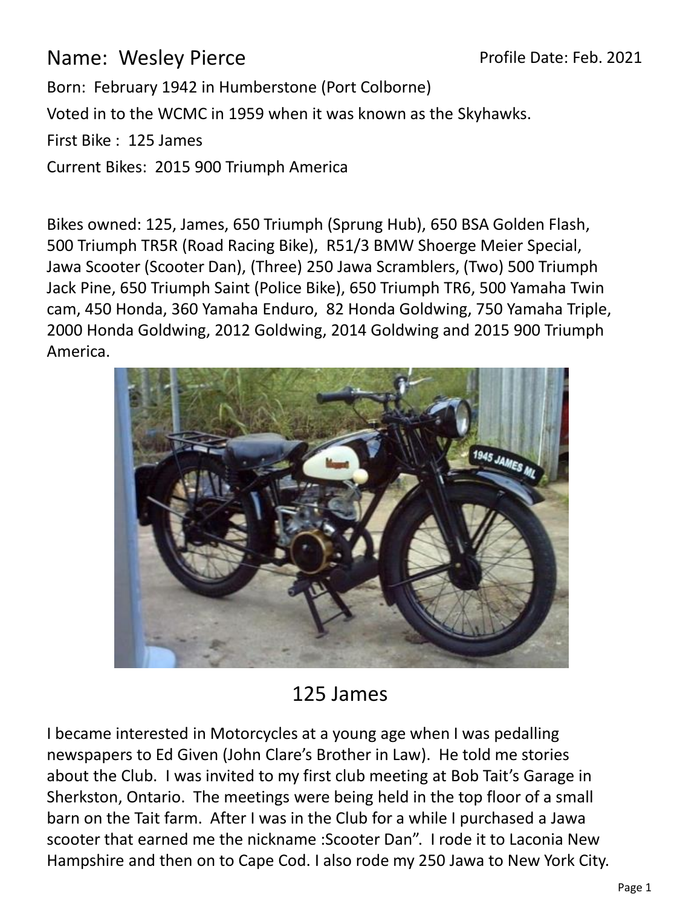Name: Wesley Pierce

Profile Date: Feb. 2021

Born: February 1942 in Humberstone (Port Colborne)

Voted in to the WCMC in 1959 when it was known as the Skyhawks.

First Bike : 125 James

Current Bikes: 2015 900 Triumph America

Bikes owned: 125, James, 650 Triumph (Sprung Hub), 650 BSA Golden Flash, 500 Triumph TR5R (Road Racing Bike), R51/3 BMW Shoerge Meier Special, Jawa Scooter (Scooter Dan), (Three) 250 Jawa Scramblers, (Two) 500 Triumph Jack Pine, 650 Triumph Saint (Police Bike), 650 Triumph TR6, 500 Yamaha Twin cam, 450 Honda, 360 Yamaha Enduro, 82 Honda Goldwing, 750 Yamaha Triple, 2000 Honda Goldwing, 2012 Goldwing, 2014 Goldwing and 2015 900 Triumph America.

125 James

I became interested in Motorcycles at a young age when I was pedalling newspapers to Ed Given (John Clare's Brother in Law). He told me stories about the Club. I was invited to my first club meeting at Bob Tait's Garage in Sherkston, Ontario. The meetings were being held in the top floor of a small barn on the Tait farm. After I was in the Club for a while I purchased a Jawa scooter that earned me the nickname :Scooter Dan". I rode it to Laconia New Hampshire and then on to Cape Cod. I also rode my 250 Jawa to New York City.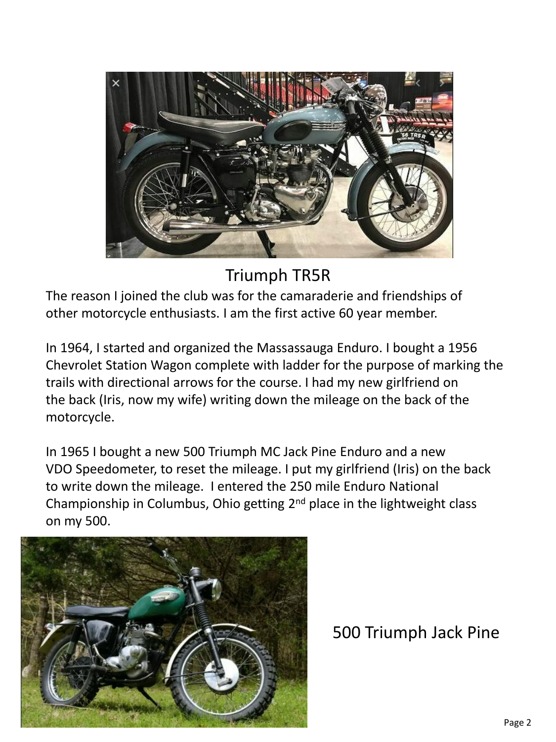Triumph TR5R

The reason I joined the club was for the camaraderie and friendships of other motorcycle enthusiasts. I am the first active 60 year member.

In 1964, I started and organized the Massassauga Enduro. I bought a 1956 Chevrolet Station Wagon complete with ladder for the purpose of marking the trails with directional arrows for the course. I had my new girlfriend on the back (Iris, now my wife) writing down the mileage on the back of the motorcycle.

In 1965 I bought a new 500 Triumph MC Jack Pine Enduro and a new VDO Speedometer, to reset the mileage. I put my girlfriend (Iris) on the back to write down the mileage. I entered the 250 mile Enduro National Championship in Columbus, Ohio getting 2nd place in the lightweight class on my 500.

500 Triumph Jack Pine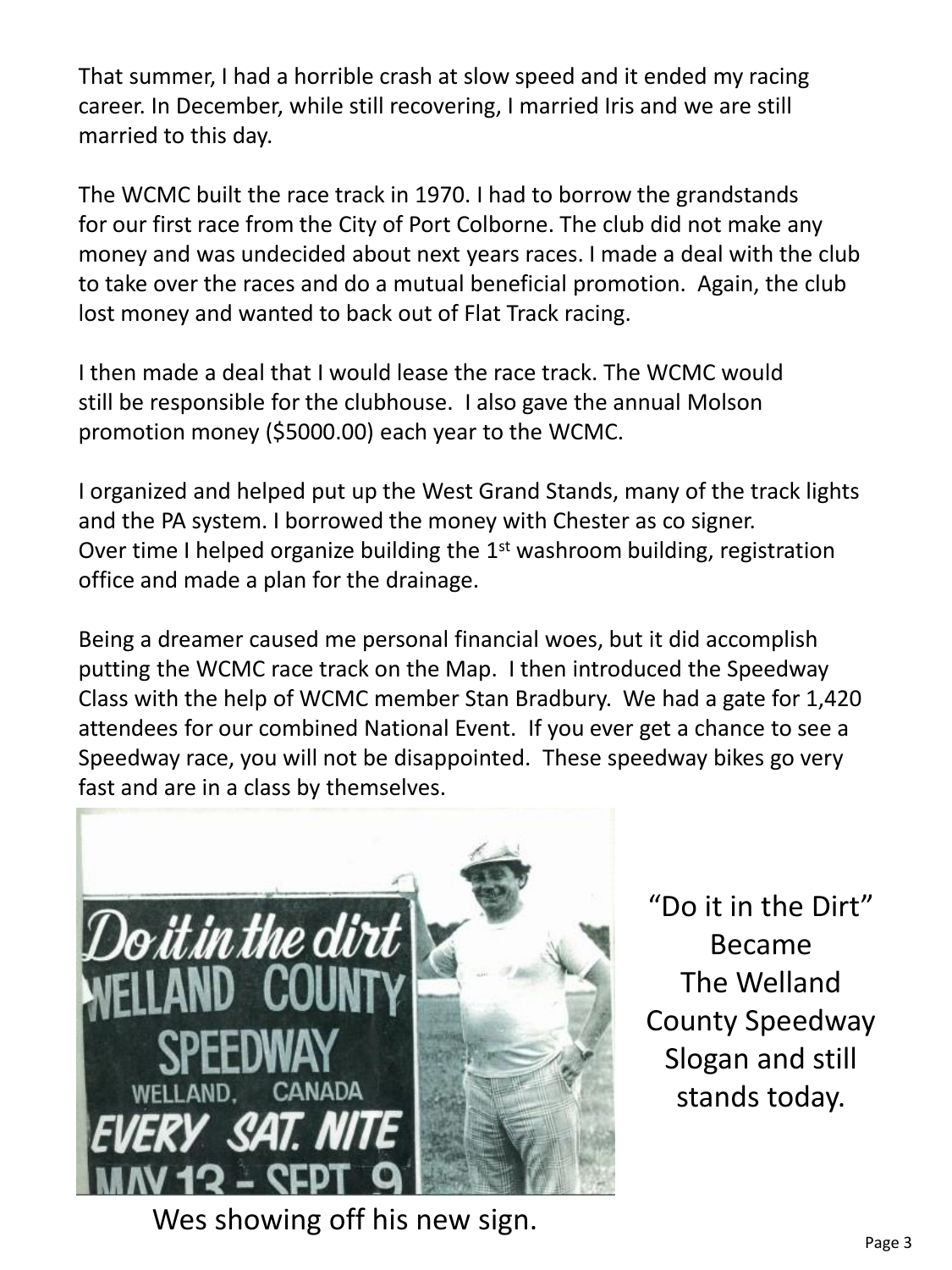That summer, I had a horrible crash at slow speed and it ended my racing career. In December, while still recovering, I married Iris and we are still married to this day.

The WCMC built the race track in 1970. I had to borrow the grandstands for our first race from the City of Port Colborne. The club did not make any money and was undecided about next years races. I made a deal with the club to take over the races and do a mutual beneficial promotion. Again, the club lost money and wanted to back out of Flat Track racing.

I then made a deal that I would lease the race track. The WCMC would still be responsible for the clubhouse. I also gave the annual Molson promotion money ($5000.00) each year to the WCMC.

I organized and helped put up the West Grand Stands, many of the track lights and the PA system. I borrowed the money with Chester as co signer. Over time I helped organize building the 1st washroom building, registration office and made a plan for the drainage.

Being a dreamer caused me personal financial woes, but it did accomplish putting the WCMC race track on the Map. I then introduced the Speedway Class with the help of WCMC member Stan Bradbury. We had a gate for 1,420 attendees for our combined National Event. If you ever get a chance to see a Speedway race, you will not be disappointed. These speedway bikes go very fast and are in a class by themselves.

Wes showing off his new sign.

"Do it in the Dirt" Became The Welland County Speedway Slogan and still stands today.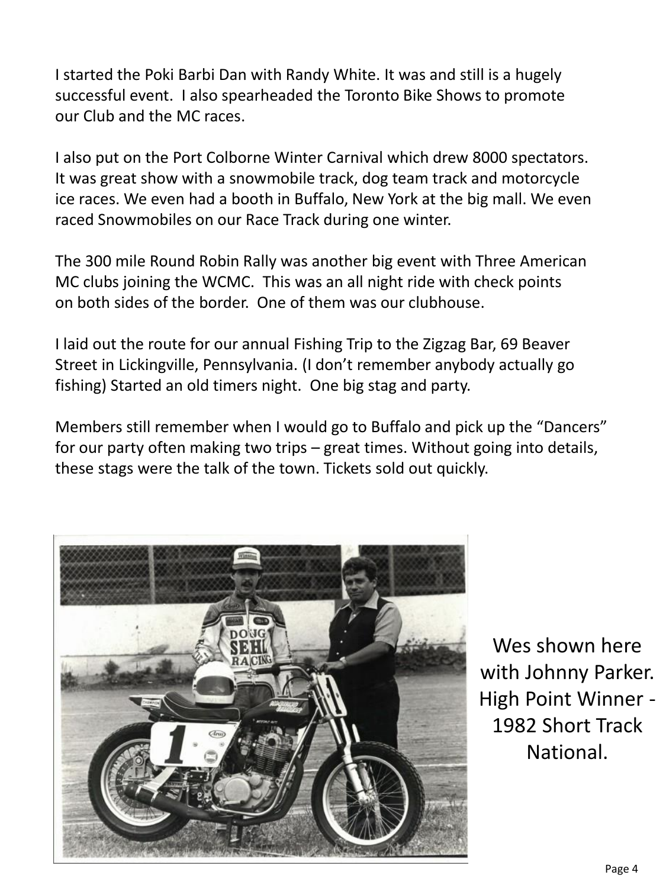I started the Poki Barbi Dan with Randy White. It was and still is a hugely successful event. I also spearheaded the Toronto Bike Shows to promote our Club and the MC races.

I also put on the Port Colborne Winter Carnival which drew 8000 spectators. It was great show with a snowmobile track, dog team track and motorcycle ice races. We even had a booth in Buffalo, New York at the big mall. We even raced Snowmobiles on our Race Track during one winter.

The 300 mile Round Robin Rally was another big event with Three American MC clubs joining the WCMC. This was an all night ride with check points on both sides of the border. One of them was our clubhouse.

I laid out the route for our annual Fishing Trip to the Zigzag Bar, 69 Beaver Street in Lickingville, Pennsylvania. (I don't remember anybody actually go fishing) Started an old timers night. One big stag and party.

Members still remember when I would go to Buffalo and pick up the "Dancers" for our party often making two trips – great times. Without going into details, these stags were the talk of the town. Tickets sold out quickly.

Wes shown here with Johnny Parker. High Point Winner - 1982 Short Track National.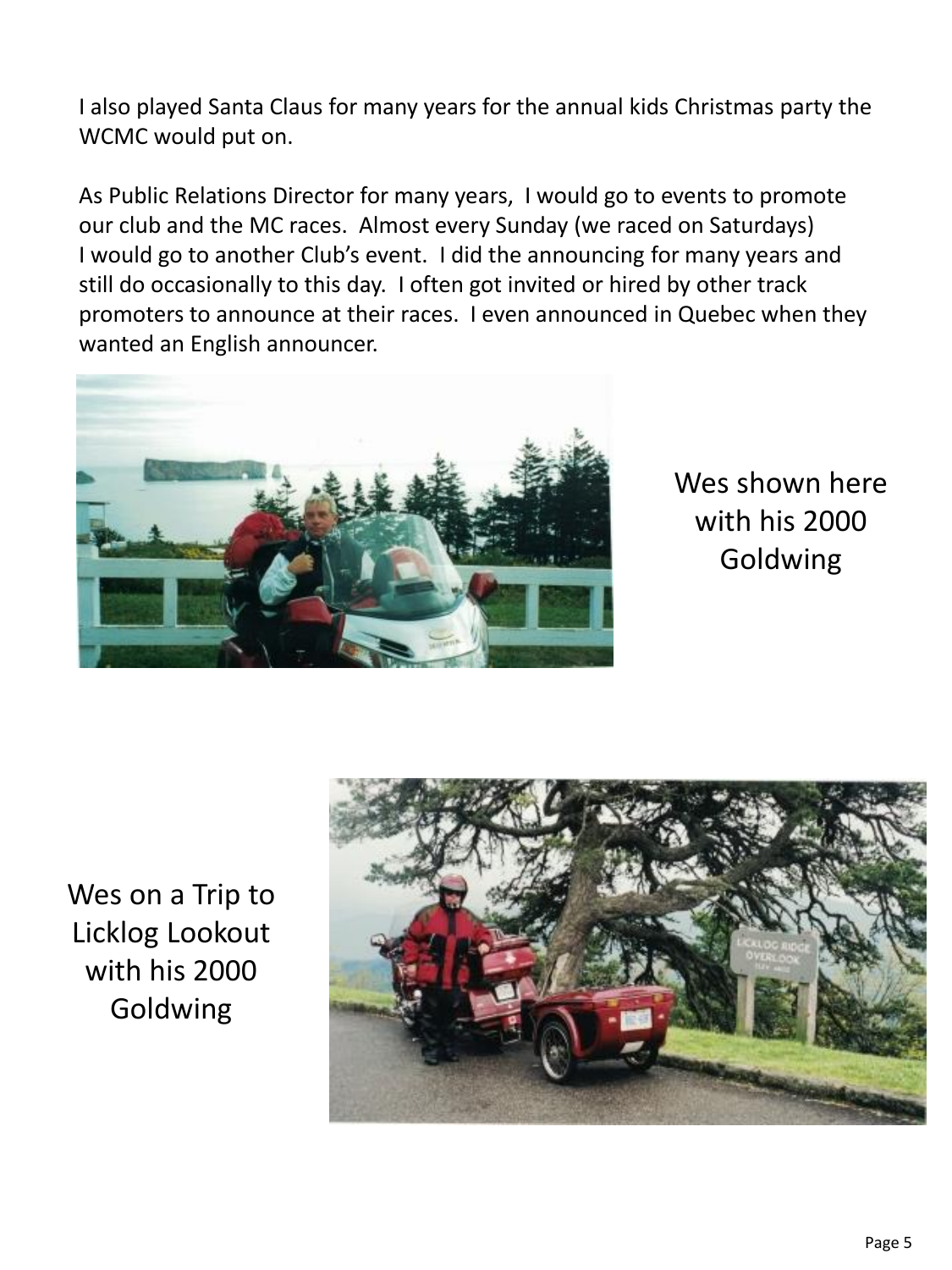I also played Santa Claus for many years for the annual kids Christmas party the WCMC would put on.

As Public Relations Director for many years, I would go to events to promote our club and the MC races. Almost every Sunday (we raced on Saturdays) I would go to another Club's event. I did the announcing for many years and still do occasionally to this day. I often got invited or hired by other track promoters to announce at their races. I even announced in Quebec when they wanted an English announcer.

Wes shown here with his 2000 Goldwing

Wes on a Trip to Licklog Lookout with his 2000 Goldwing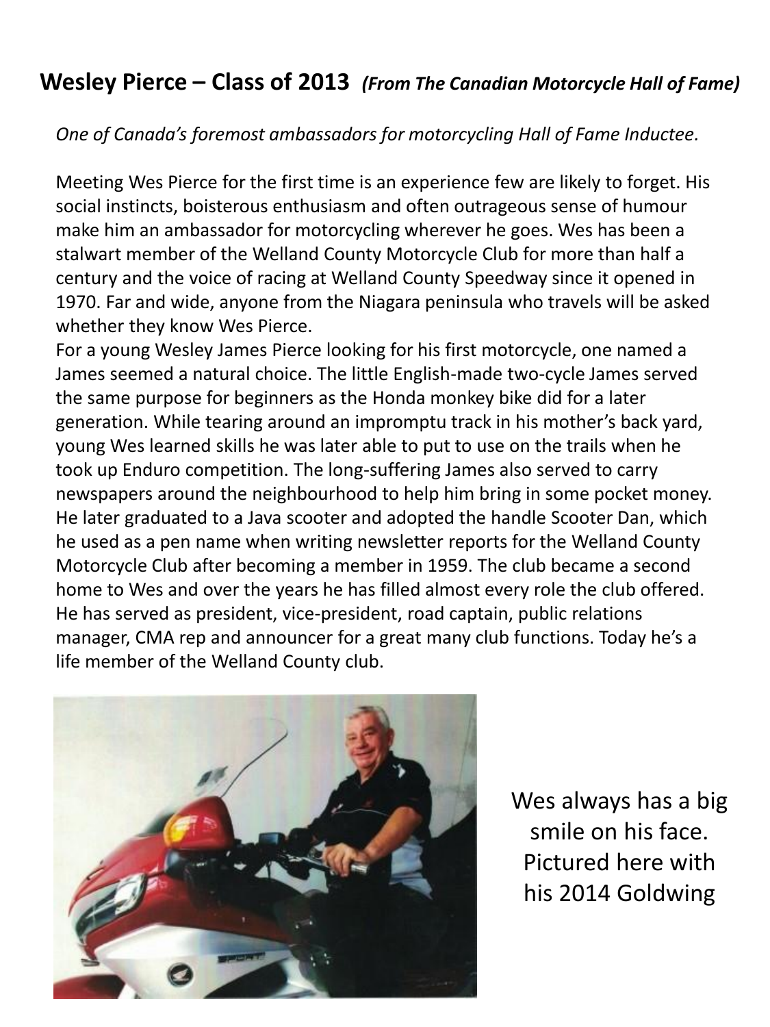## Wesley Pierce – Class of 2013 *(From The Canadian Motorcycle Hall of Fame)*

*One of Canada's foremost ambassadors for motorcycling Hall of Fame Inductee.*

Meeting Wes Pierce for the first time is an experience few are likely to forget. His social instincts, boisterous enthusiasm and often outrageous sense of humour make him an ambassador for motorcycling wherever he goes. Wes has been a stalwart member of the Welland County Motorcycle Club for more than half a century and the voice of racing at Welland County Speedway since it opened in 1970. Far and wide, anyone from the Niagara peninsula who travels will be asked whether they know Wes Pierce.

For a young Wesley James Pierce looking for his first motorcycle, one named a James seemed a natural choice. The little English-made two-cycle James served the same purpose for beginners as the Honda monkey bike did for a later generation. While tearing around an impromptu track in his mother's back yard, young Wes learned skills he was later able to put to use on the trails when he took up Enduro competition. The long-suffering James also served to carry newspapers around the neighbourhood to help him bring in some pocket money. He later graduated to a Java scooter and adopted the handle Scooter Dan, which he used as a pen name when writing newsletter reports for the Welland County Motorcycle Club after becoming a member in 1959. The club became a second home to Wes and over the years he has filled almost every role the club offered. He has served as president, vice-president, road captain, public relations manager, CMA rep and announcer for a great many club functions. Today he's a life member of the Welland County club.

Wes always has a big smile on his face. Pictured here with his 2014 Goldwing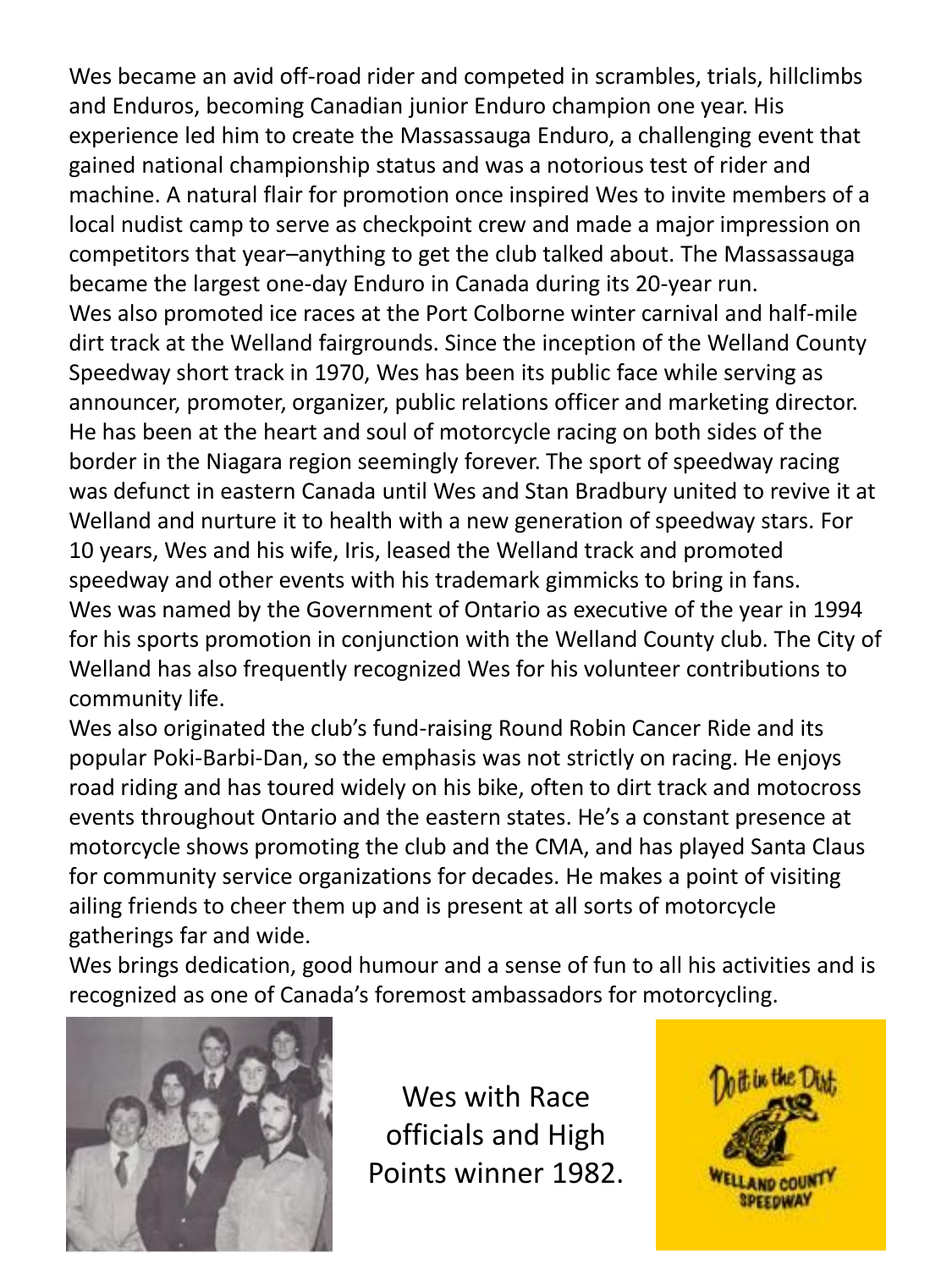Wes became an avid off-road rider and competed in scrambles, trials, hillclimbs and Enduros, becoming Canadian junior Enduro champion one year. His experience led him to create the Massassauga Enduro, a challenging event that gained national championship status and was a notorious test of rider and machine. A natural flair for promotion once inspired Wes to invite members of a local nudist camp to serve as checkpoint crew and made a major impression on competitors that year–anything to get the club talked about. The Massassauga became the largest one-day Enduro in Canada during its 20-year run.

Wes also promoted ice races at the Port Colborne winter carnival and half-mile dirt track at the Welland fairgrounds. Since the inception of the Welland County Speedway short track in 1970, Wes has been its public face while serving as announcer, promoter, organizer, public relations officer and marketing director. He has been at the heart and soul of motorcycle racing on both sides of the border in the Niagara region seemingly forever. The sport of speedway racing was defunct in eastern Canada until Wes and Stan Bradbury united to revive it at Welland and nurture it to health with a new generation of speedway stars. For 10 years, Wes and his wife, Iris, leased the Welland track and promoted speedway and other events with his trademark gimmicks to bring in fans.

Wes was named by the Government of Ontario as executive of the year in 1994 for his sports promotion in conjunction with the Welland County club. The City of Welland has also frequently recognized Wes for his volunteer contributions to community life.

Wes also originated the club's fund-raising Round Robin Cancer Ride and its popular Poki-Barbi-Dan, so the emphasis was not strictly on racing. He enjoys road riding and has toured widely on his bike, often to dirt track and motocross events throughout Ontario and the eastern states. He's a constant presence at motorcycle shows promoting the club and the CMA, and has played Santa Claus for community service organizations for decades. He makes a point of visiting ailing friends to cheer them up and is present at all sorts of motorcycle gatherings far and wide.

Wes brings dedication, good humour and a sense of fun to all his activities and is recognized as one of Canada's foremost ambassadors for motorcycling.

Wes with Race officials and High Points winner 1982.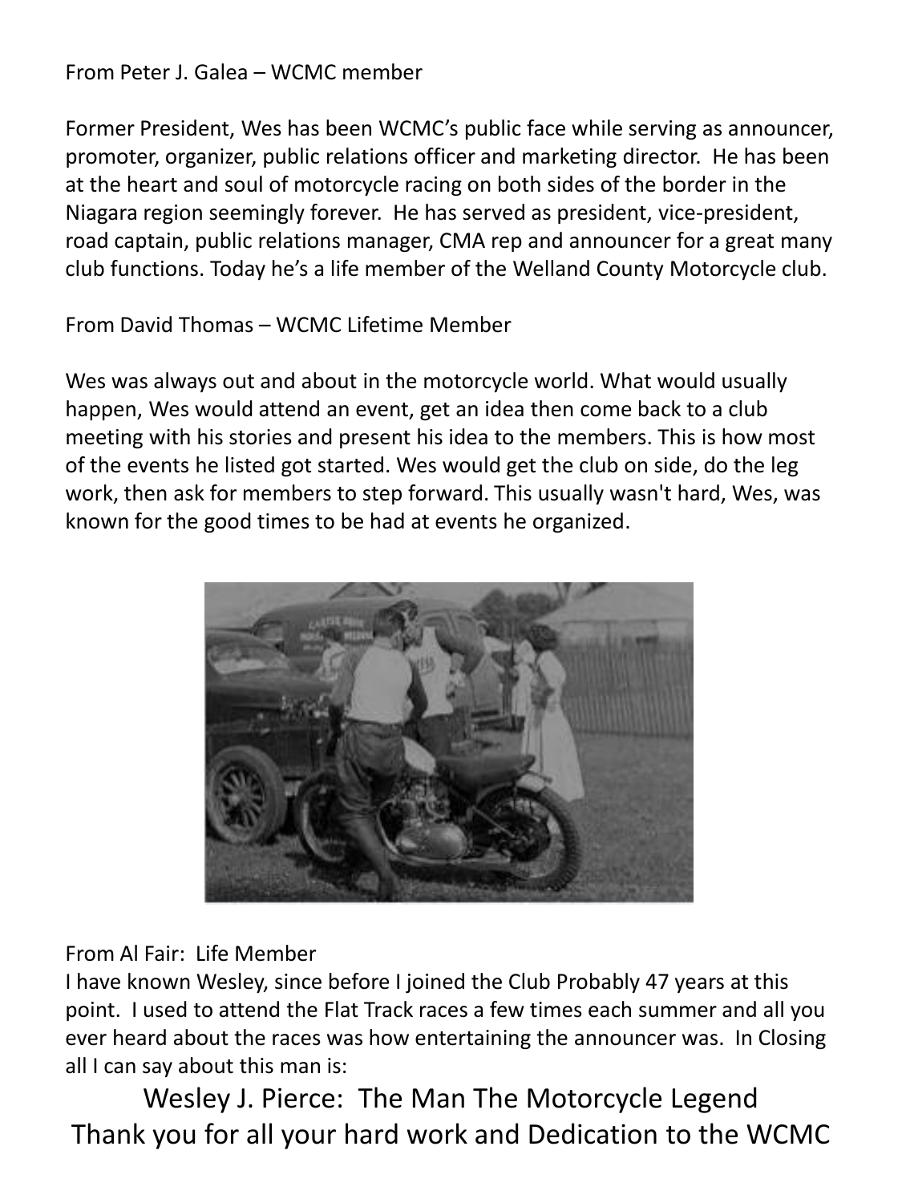From Peter J. Galea – WCMC member

Former President, Wes has been WCMC's public face while serving as announcer, promoter, organizer, public relations officer and marketing director. He has been at the heart and soul of motorcycle racing on both sides of the border in the Niagara region seemingly forever. He has served as president, vice-president, road captain, public relations manager, CMA rep and announcer for a great many club functions. Today he's a life member of the Welland County Motorcycle club.

From David Thomas – WCMC Lifetime Member

Wes was always out and about in the motorcycle world. What would usually happen, Wes would attend an event, get an idea then come back to a club meeting with his stories and present his idea to the members. This is how most of the events he listed got started. Wes would get the club on side, do the leg work, then ask for members to step forward. This usually wasn't hard, Wes, was known for the good times to be had at events he organized.

From Al Fair: Life Member
I have known Wesley, since before I joined the Club Probably 47 years at this point. I used to attend the Flat Track races a few times each summer and all you ever heard about the races was how entertaining the announcer was. In Closing all I can say about this man is:

Wesley J. Pierce: The Man The Motorcycle Legend
Thank you for all your hard work and Dedication to the WCMC